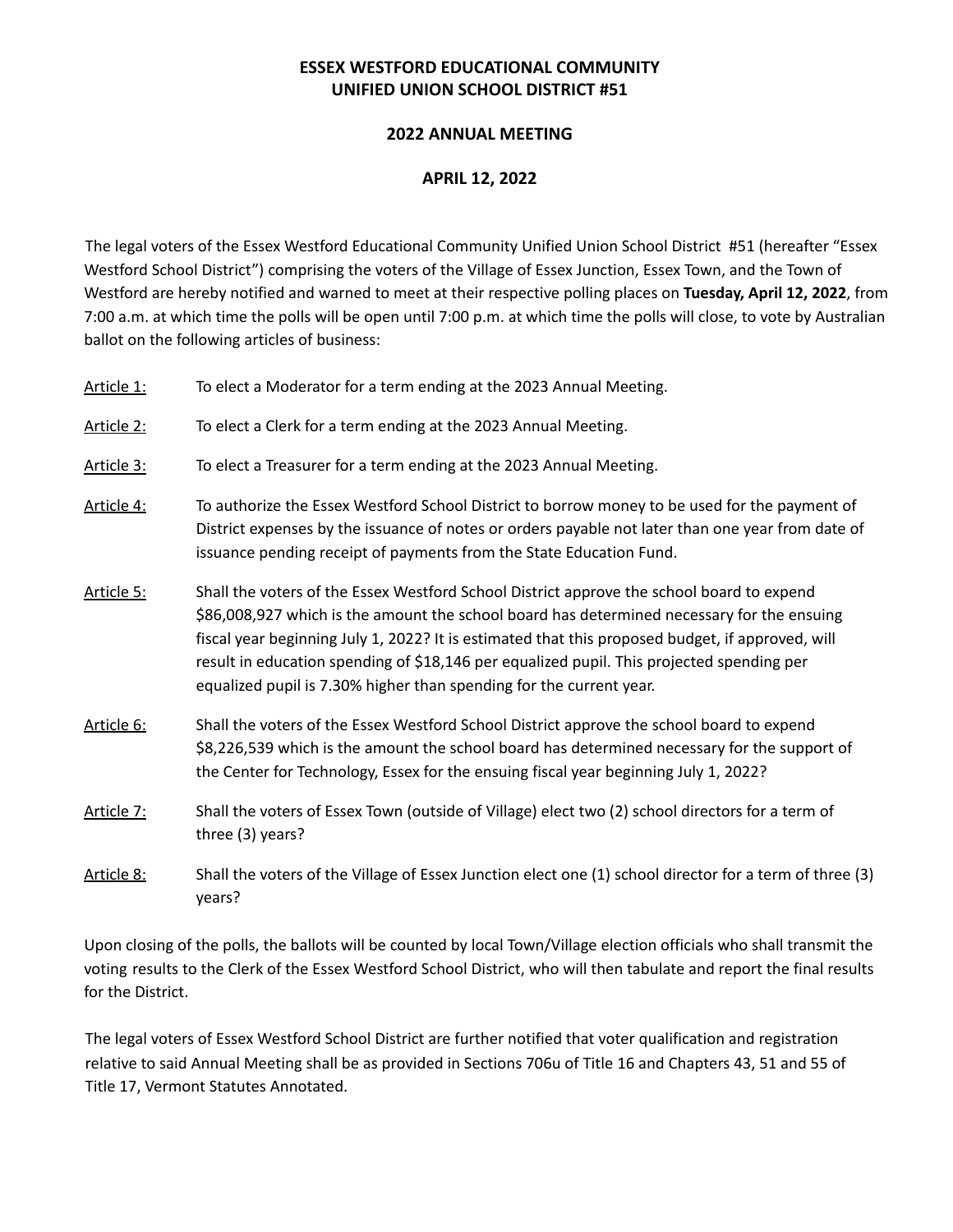# ESSEX WESTFORD EDUCATIONAL COMMUNITY
# UNIFIED UNION SCHOOL DISTRICT #51

## 2022 ANNUAL MEETING

## APRIL 12, 2022

The legal voters of the Essex Westford Educational Community Unified Union School District #51 (hereafter "Essex Westford School District") comprising the voters of the Village of Essex Junction, Essex Town, and the Town of Westford are hereby notified and warned to meet at their respective polling places on **Tuesday, April 12, 2022**, from 7:00 a.m. at which time the polls will be open until 7:00 p.m. at which time the polls will close, to vote by Australian ballot on the following articles of business:

<u>Article 1:</u> To elect a Moderator for a term ending at the 2023 Annual Meeting.

<u>Article 2:</u> To elect a Clerk for a term ending at the 2023 Annual Meeting.

<u>Article 3:</u> To elect a Treasurer for a term ending at the 2023 Annual Meeting.

<u>Article 4:</u> To authorize the Essex Westford School District to borrow money to be used for the payment of District expenses by the issuance of notes or orders payable not later than one year from date of issuance pending receipt of payments from the State Education Fund.

<u>Article 5:</u> Shall the voters of the Essex Westford School District approve the school board to expend $86,008,927 which is the amount the school board has determined necessary for the ensuing fiscal year beginning July 1, 2022? It is estimated that this proposed budget, if approved, will result in education spending of $18,146 per equalized pupil. This projected spending per equalized pupil is 7.30% higher than spending for the current year.

<u>Article 6:</u> Shall the voters of the Essex Westford School District approve the school board to expend $8,226,539 which is the amount the school board has determined necessary for the support of the Center for Technology, Essex for the ensuing fiscal year beginning July 1, 2022?

<u>Article 7:</u> Shall the voters of Essex Town (outside of Village) elect two (2) school directors for a term of three (3) years?

<u>Article 8:</u> Shall the voters of the Village of Essex Junction elect one (1) school director for a term of three (3) years?

Upon closing of the polls, the ballots will be counted by local Town/Village election officials who shall transmit the voting results to the Clerk of the Essex Westford School District, who will then tabulate and report the final results for the District.

The legal voters of Essex Westford School District are further notified that voter qualification and registration relative to said Annual Meeting shall be as provided in Sections 706u of Title 16 and Chapters 43, 51 and 55 of Title 17, Vermont Statutes Annotated.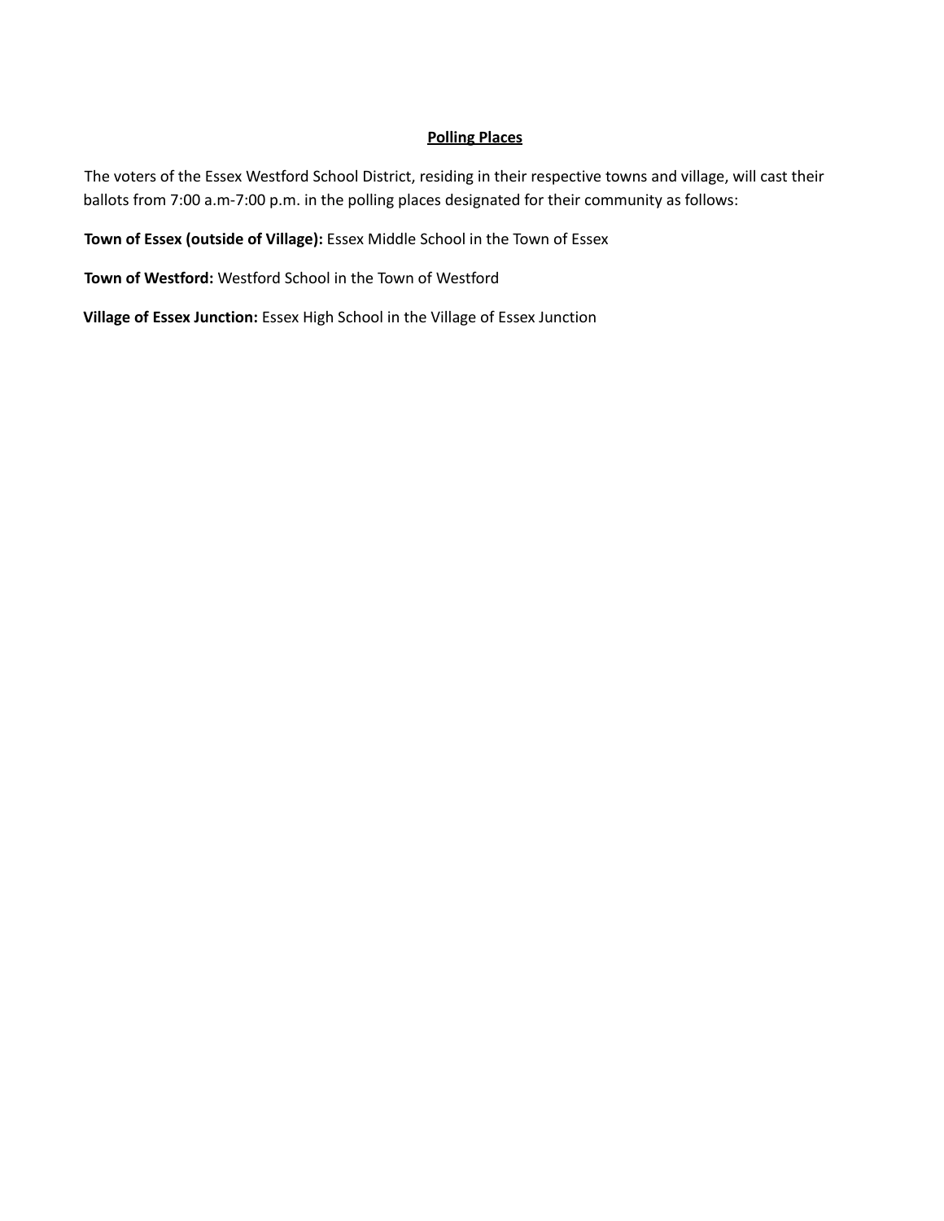## Polling Places

The voters of the Essex Westford School District, residing in their respective towns and village, will cast their ballots from 7:00 a.m-7:00 p.m. in the polling places designated for their community as follows:

**Town of Essex (outside of Village):** Essex Middle School in the Town of Essex

**Town of Westford:** Westford School in the Town of Westford

**Village of Essex Junction:** Essex High School in the Village of Essex Junction